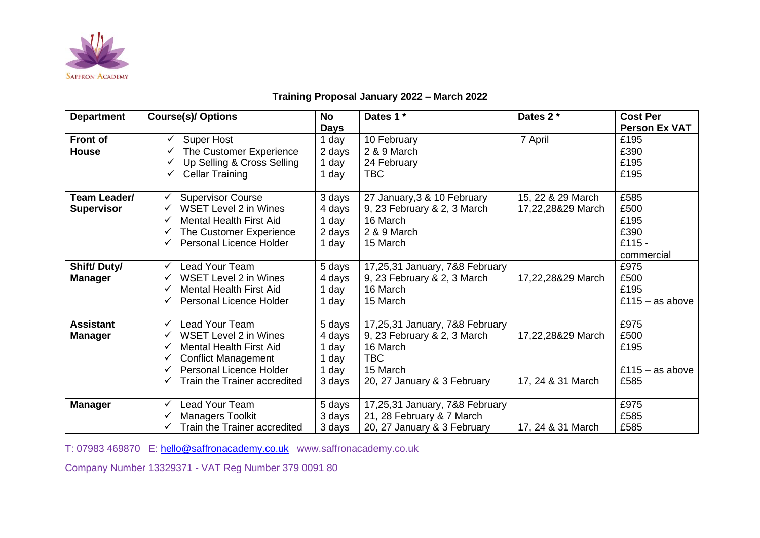Saffron Academy

## Training Proposal January 2022 – March 2022

| Department | Course(s)/ Options | No Days | Dates 1 * | Dates 2 * | Cost Per Person Ex VAT |
|---|---|---|---|---|---|
| **Front of House** | ✓ Super Host<br>✓ The Customer Experience<br>✓ Up Selling & Cross Selling<br>✓ Cellar Training | 1 day<br>2 days<br>1 day<br>1 day | 10 February<br>2 & 9 March<br>24 February<br>TBC | 7 April | £195<br>£390<br>£195<br>£195 |
| **Team Leader/ Supervisor** | ✓ Supervisor Course<br>✓ WSET Level 2 in Wines<br>✓ Mental Health First Aid<br>✓ The Customer Experience<br>✓ Personal Licence Holder | 3 days<br>4 days<br>1 day<br>2 days<br>1 day | 27 January,3 & 10 February<br>9, 23 February & 2, 3 March<br>16 March<br>2 & 9 March<br>15 March | 15, 22 & 29 March<br>17,22,28&29 March | £585<br>£500<br>£195<br>£390<br>£115 - commercial |
| **Shift/ Duty/ Manager** | ✓ Lead Your Team<br>✓ WSET Level 2 in Wines<br>✓ Mental Health First Aid<br>✓ Personal Licence Holder | 5 days<br>4 days<br>1 day<br>1 day | 17,25,31 January, 7&8 February<br>9, 23 February & 2, 3 March<br>16 March<br>15 March | 17,22,28&29 March | £975<br>£500<br>£195<br>£115 – as above |
| **Assistant Manager** | ✓ Lead Your Team<br>✓ WSET Level 2 in Wines<br>✓ Mental Health First Aid<br>✓ Conflict Management<br>✓ Personal Licence Holder<br>✓ Train the Trainer accredited | 5 days<br>4 days<br>1 day<br>1 day<br>1 day<br>3 days | 17,25,31 January, 7&8 February<br>9, 23 February & 2, 3 March<br>16 March<br>TBC<br>15 March<br>20, 27 January & 3 February | 17,22,28&29 March<br>17, 24 & 31 March | £975<br>£500<br>£195<br><br>£115 – as above<br>£585 |
| **Manager** | ✓ Lead Your Team<br>✓ Managers Toolkit<br>✓ Train the Trainer accredited | 5 days<br>3 days<br>3 days | 17,25,31 January, 7&8 February<br>21, 28 February & 7 March<br>20, 27 January & 3 February | 17, 24 & 31 March | £975<br>£585<br>£585 |

T: 07983 469870 E: hello@saffronacademy.co.uk www.saffronacademy.co.uk

Company Number 13329371 - VAT Reg Number 379 0091 80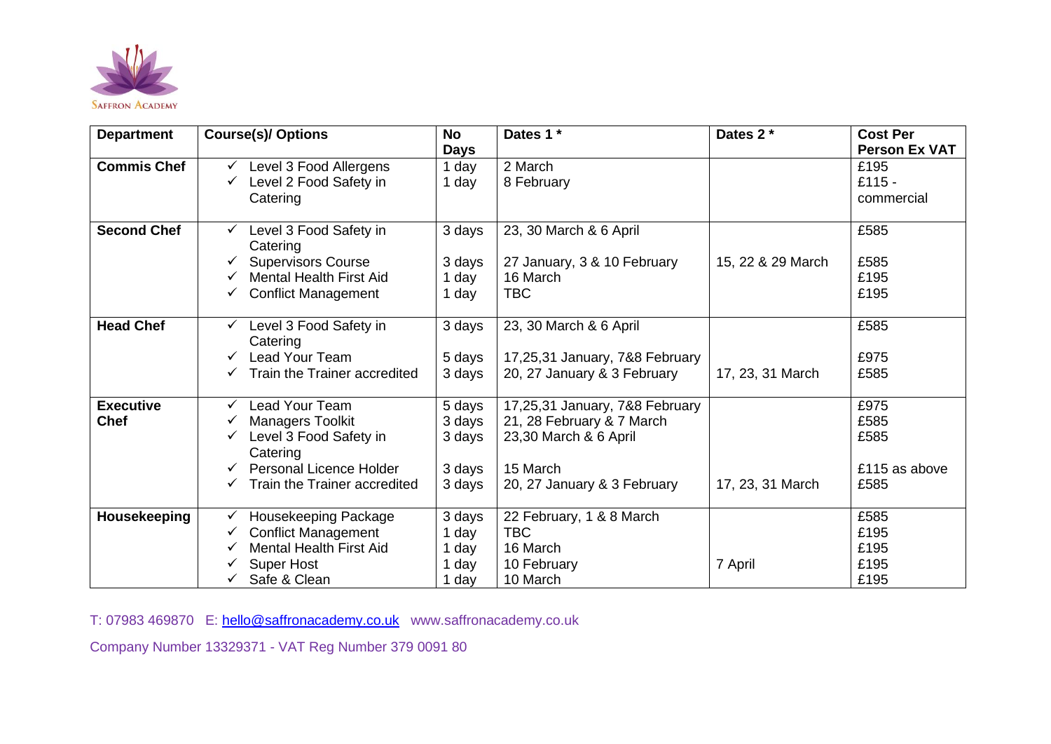Saffron Academy

| Department | Course(s)/ Options | No Days | Dates 1 * | Dates 2 * | Cost Per Person Ex VAT |
|---|---|---|---|---|---|
| **Commis Chef** | ✓ Level 3 Food Allergens<br>✓ Level 2 Food Safety in Catering | 1 day<br>1 day | 2 March<br>8 February | | £195<br>£115 - commercial |
| **Second Chef** | ✓ Level 3 Food Safety in Catering<br>✓ Supervisors Course<br>✓ Mental Health First Aid<br>✓ Conflict Management | 3 days<br>3 days<br>1 day<br>1 day | 23, 30 March & 6 April<br>27 January, 3 & 10 February<br>16 March<br>TBC | 15, 22 & 29 March | £585<br>£585<br>£195<br>£195 |
| **Head Chef** | ✓ Level 3 Food Safety in Catering<br>✓ Lead Your Team<br>✓ Train the Trainer accredited | 3 days<br>5 days<br>3 days | 23, 30 March & 6 April<br>17,25,31 January, 7&8 February<br>20, 27 January & 3 February | 17, 23, 31 March | £585<br>£975<br>£585 |
| **Executive Chef** | ✓ Lead Your Team<br>✓ Managers Toolkit<br>✓ Level 3 Food Safety in Catering<br>✓ Personal Licence Holder<br>✓ Train the Trainer accredited | 5 days<br>3 days<br>3 days<br>3 days<br>3 days | 17,25,31 January, 7&8 February<br>21, 28 February & 7 March<br>23,30 March & 6 April<br>15 March<br>20, 27 January & 3 February | 17, 23, 31 March | £975<br>£585<br>£585<br>£115 as above<br>£585 |
| **Housekeeping** | ✓ Housekeeping Package<br>✓ Conflict Management<br>✓ Mental Health First Aid<br>✓ Super Host<br>✓ Safe & Clean | 3 days<br>1 day<br>1 day<br>1 day<br>1 day | 22 February, 1 & 8 March<br>TBC<br>16 March<br>10 February<br>10 March | 7 April | £585<br>£195<br>£195<br>£195<br>£195 |

T: 07983 469870 E: hello@saffronacademy.co.uk www.saffronacademy.co.uk

Company Number 13329371 - VAT Reg Number 379 0091 80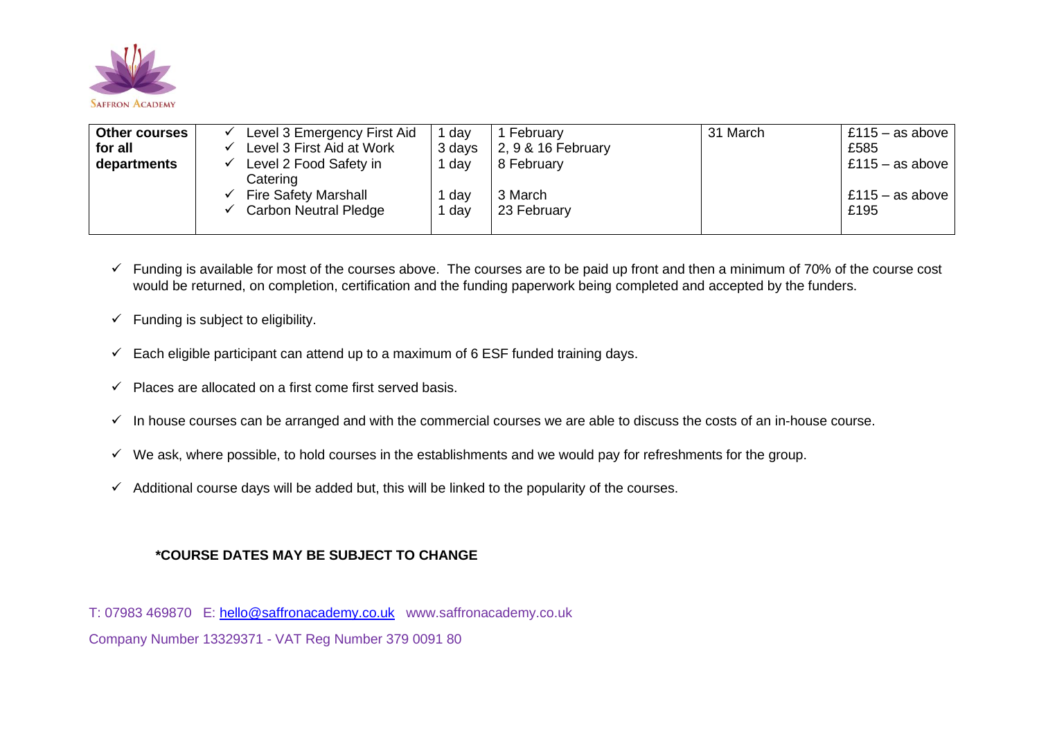| | | | | | |
|---|---|---|---|---|---|
| **Other courses for all departments** | ✓ Level 3 Emergency First Aid<br>✓ Level 3 First Aid at Work<br>✓ Level 2 Food Safety in Catering<br>✓ Fire Safety Marshall<br>✓ Carbon Neutral Pledge | 1 day<br>3 days<br>1 day<br><br>1 day<br>1 day | 1 February<br>2, 9 & 16 February<br>8 February<br><br>3 March<br>23 February | 31 March | £115 – as above<br>£585<br>£115 – as above<br><br>£115 – as above<br>£195 |

- ✓ Funding is available for most of the courses above. The courses are to be paid up front and then a minimum of 70% of the course cost would be returned, on completion, certification and the funding paperwork being completed and accepted by the funders.
- ✓ Funding is subject to eligibility.
- ✓ Each eligible participant can attend up to a maximum of 6 ESF funded training days.
- ✓ Places are allocated on a first come first served basis.
- ✓ In house courses can be arranged and with the commercial courses we are able to discuss the costs of an in-house course.
- ✓ We ask, where possible, to hold courses in the establishments and we would pay for refreshments for the group.
- ✓ Additional course days will be added but, this will be linked to the popularity of the courses.

**\*COURSE DATES MAY BE SUBJECT TO CHANGE**

T: 07983 469870 E: hello@saffronacademy.co.uk www.saffronacademy.co.uk

Company Number 13329371 - VAT Reg Number 379 0091 80